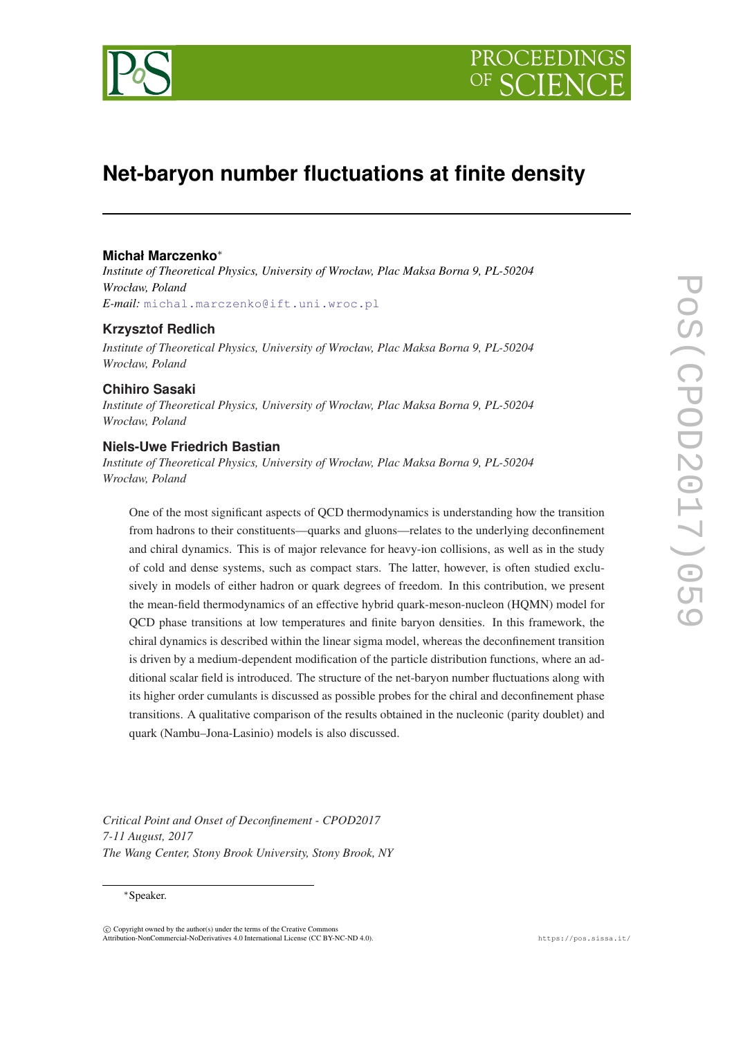# Net-baryon number fluctuations at finite density

**Michał Marczenko***

*Institute of Theoretical Physics, University of Wrocław, Plac Maksa Borna 9, PL-50204 Wrocław, Poland*

*E-mail:* michal.marczenko@ift.uni.wroc.pl

**Krzysztof Redlich**

*Institute of Theoretical Physics, University of Wrocław, Plac Maksa Borna 9, PL-50204 Wrocław, Poland*

**Chihiro Sasaki**

*Institute of Theoretical Physics, University of Wrocław, Plac Maksa Borna 9, PL-50204 Wrocław, Poland*

**Niels-Uwe Friedrich Bastian**

*Institute of Theoretical Physics, University of Wrocław, Plac Maksa Borna 9, PL-50204 Wrocław, Poland*

One of the most significant aspects of QCD thermodynamics is understanding how the transition from hadrons to their constituents—quarks and gluons—relates to the underlying deconfinement and chiral dynamics. This is of major relevance for heavy-ion collisions, as well as in the study of cold and dense systems, such as compact stars. The latter, however, is often studied exclusively in models of either hadron or quark degrees of freedom. In this contribution, we present the mean-field thermodynamics of an effective hybrid quark-meson-nucleon (HQMN) model for QCD phase transitions at low temperatures and finite baryon densities. In this framework, the chiral dynamics is described within the linear sigma model, whereas the deconfinement transition is driven by a medium-dependent modification of the particle distribution functions, where an additional scalar field is introduced. The structure of the net-baryon number fluctuations along with its higher order cumulants is discussed as possible probes for the chiral and deconfinement phase transitions. A qualitative comparison of the results obtained in the nucleonic (parity doublet) and quark (Nambu–Jona-Lasinio) models is also discussed.

*Critical Point and Onset of Deconfinement - CPOD2017*
*7-11 August, 2017*
*The Wang Center, Stony Brook University, Stony Brook, NY*

*Speaker.

© Copyright owned by the author(s) under the terms of the Creative Commons Attribution-NonCommercial-NoDerivatives 4.0 International License (CC BY-NC-ND 4.0).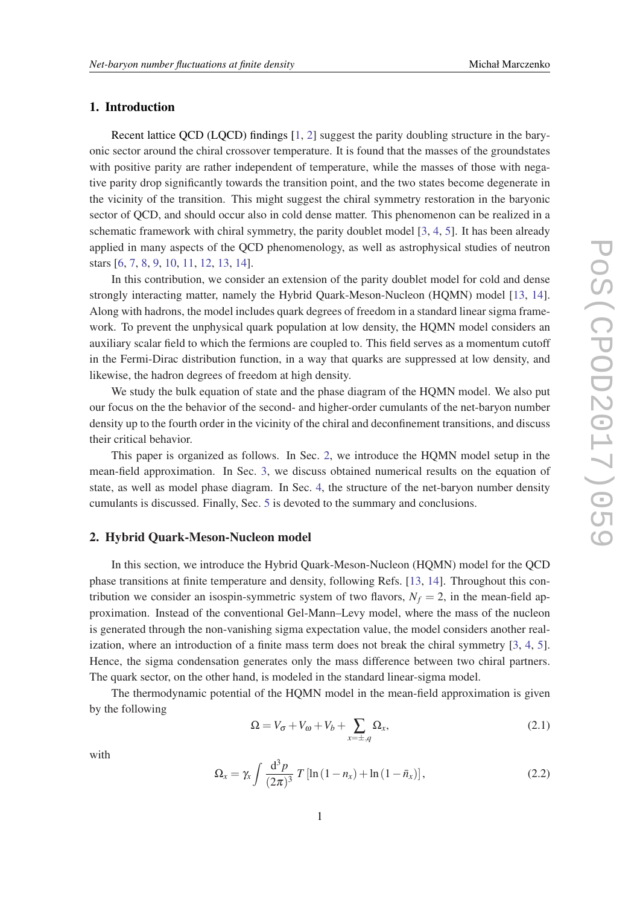## 1. Introduction

Recent lattice QCD (LQCD) findings [1, 2] suggest the parity doubling structure in the baryonic sector around the chiral crossover temperature. It is found that the masses of the groundstates with positive parity are rather independent of temperature, while the masses of those with negative parity drop significantly towards the transition point, and the two states become degenerate in the vicinity of the transition. This might suggest the chiral symmetry restoration in the baryonic sector of QCD, and should occur also in cold dense matter. This phenomenon can be realized in a schematic framework with chiral symmetry, the parity doublet model [3, 4, 5]. It has been already applied in many aspects of the QCD phenomenology, as well as astrophysical studies of neutron stars [6, 7, 8, 9, 10, 11, 12, 13, 14].

In this contribution, we consider an extension of the parity doublet model for cold and dense strongly interacting matter, namely the Hybrid Quark-Meson-Nucleon (HQMN) model [13, 14]. Along with hadrons, the model includes quark degrees of freedom in a standard linear sigma framework. To prevent the unphysical quark population at low density, the HQMN model considers an auxiliary scalar field to which the fermions are coupled to. This field serves as a momentum cutoff in the Fermi-Dirac distribution function, in a way that quarks are suppressed at low density, and likewise, the hadron degrees of freedom at high density.

We study the bulk equation of state and the phase diagram of the HQMN model. We also put our focus on the the behavior of the second- and higher-order cumulants of the net-baryon number density up to the fourth order in the vicinity of the chiral and deconfinement transitions, and discuss their critical behavior.

This paper is organized as follows. In Sec. 2, we introduce the HQMN model setup in the mean-field approximation. In Sec. 3, we discuss obtained numerical results on the equation of state, as well as model phase diagram. In Sec. 4, the structure of the net-baryon number density cumulants is discussed. Finally, Sec. 5 is devoted to the summary and conclusions.

## 2. Hybrid Quark-Meson-Nucleon model

In this section, we introduce the Hybrid Quark-Meson-Nucleon (HQMN) model for the QCD phase transitions at finite temperature and density, following Refs. [13, 14]. Throughout this contribution we consider an isospin-symmetric system of two flavors, $N_f = 2$, in the mean-field approximation. Instead of the conventional Gel-Mann–Levy model, where the mass of the nucleon is generated through the non-vanishing sigma expectation value, the model considers another realization, where an introduction of a finite mass term does not break the chiral symmetry [3, 4, 5]. Hence, the sigma condensation generates only the mass difference between two chiral partners. The quark sector, on the other hand, is modeled in the standard linear-sigma model.

The thermodynamic potential of the HQMN model in the mean-field approximation is given by the following

$$\Omega = V_\sigma + V_\omega + V_b + \sum_{x=\pm,q} \Omega_x, \tag{2.1}$$

with

$$\Omega_x = \gamma_x \int \frac{\mathrm{d}^3 p}{(2\pi)^3}\, T\left[\ln\left(1 - n_x\right) + \ln\left(1 - \bar{n}_x\right)\right], \tag{2.2}$$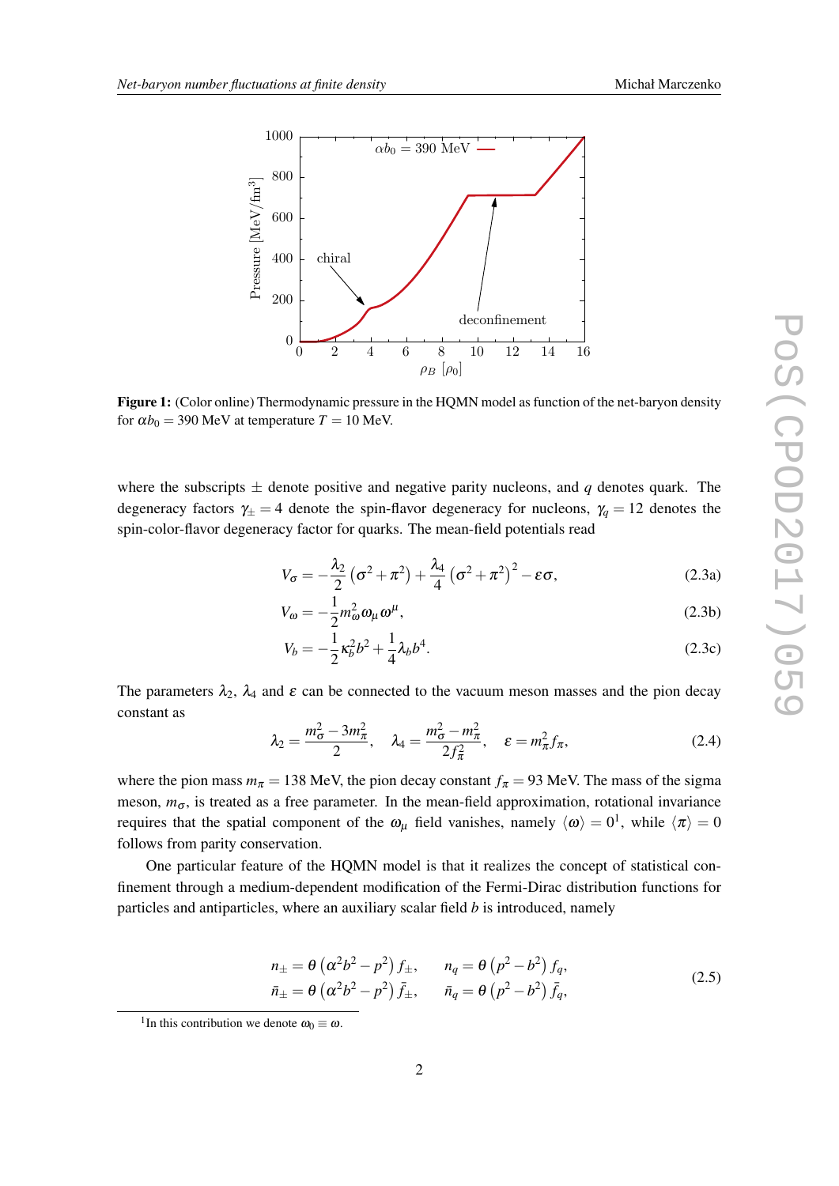**Figure 1:** (Color online) Thermodynamic pressure in the HQMN model as function of the net-baryon density for $\alpha b_0 = 390$ MeV at temperature $T = 10$ MeV.

where the subscripts $\pm$ denote positive and negative parity nucleons, and $q$ denotes quark. The degeneracy factors $\gamma_\pm = 4$ denote the spin-flavor degeneracy for nucleons, $\gamma_q = 12$ denotes the spin-color-flavor degeneracy factor for quarks. The mean-field potentials read

$$V_\sigma = -\frac{\lambda_2}{2}\left(\sigma^2 + \pi^2\right) + \frac{\lambda_4}{4}\left(\sigma^2 + \pi^2\right)^2 - \epsilon\sigma, \tag{2.3a}$$

$$V_\omega = -\frac{1}{2} m_\omega^2 \omega_\mu \omega^\mu, \tag{2.3b}$$

$$V_b = -\frac{1}{2}\kappa_b^2 b^2 + \frac{1}{4}\lambda_b b^4. \tag{2.3c}$$

The parameters $\lambda_2$, $\lambda_4$ and $\epsilon$ can be connected to the vacuum meson masses and the pion decay constant as

$$\lambda_2 = \frac{m_\sigma^2 - 3m_\pi^2}{2}, \quad \lambda_4 = \frac{m_\sigma^2 - m_\pi^2}{2f_\pi^2}, \quad \epsilon = m_\pi^2 f_\pi, \tag{2.4}$$

where the pion mass $m_\pi = 138$ MeV, the pion decay constant $f_\pi = 93$ MeV. The mass of the sigma meson, $m_\sigma$, is treated as a free parameter. In the mean-field approximation, rotational invariance requires that the spatial component of the $\omega_\mu$ field vanishes, namely $\langle\omega\rangle = 0$[1], while $\langle\pi\rangle = 0$ follows from parity conservation.

One particular feature of the HQMN model is that it realizes the concept of statistical confinement through a medium-dependent modification of the Fermi-Dirac distribution functions for particles and antiparticles, where an auxiliary scalar field $b$ is introduced, namely

$$\begin{aligned} n_\pm &= \theta\left(\alpha^2 b^2 - p^2\right) f_\pm, & n_q &= \theta\left(p^2 - b^2\right) f_q, \\ \bar{n}_\pm &= \theta\left(\alpha^2 b^2 - p^2\right) \bar{f}_\pm, & \bar{n}_q &= \theta\left(p^2 - b^2\right) \bar{f}_q, \end{aligned} \tag{2.5}$$

[1] In this contribution we denote $\omega_0 \equiv \omega$.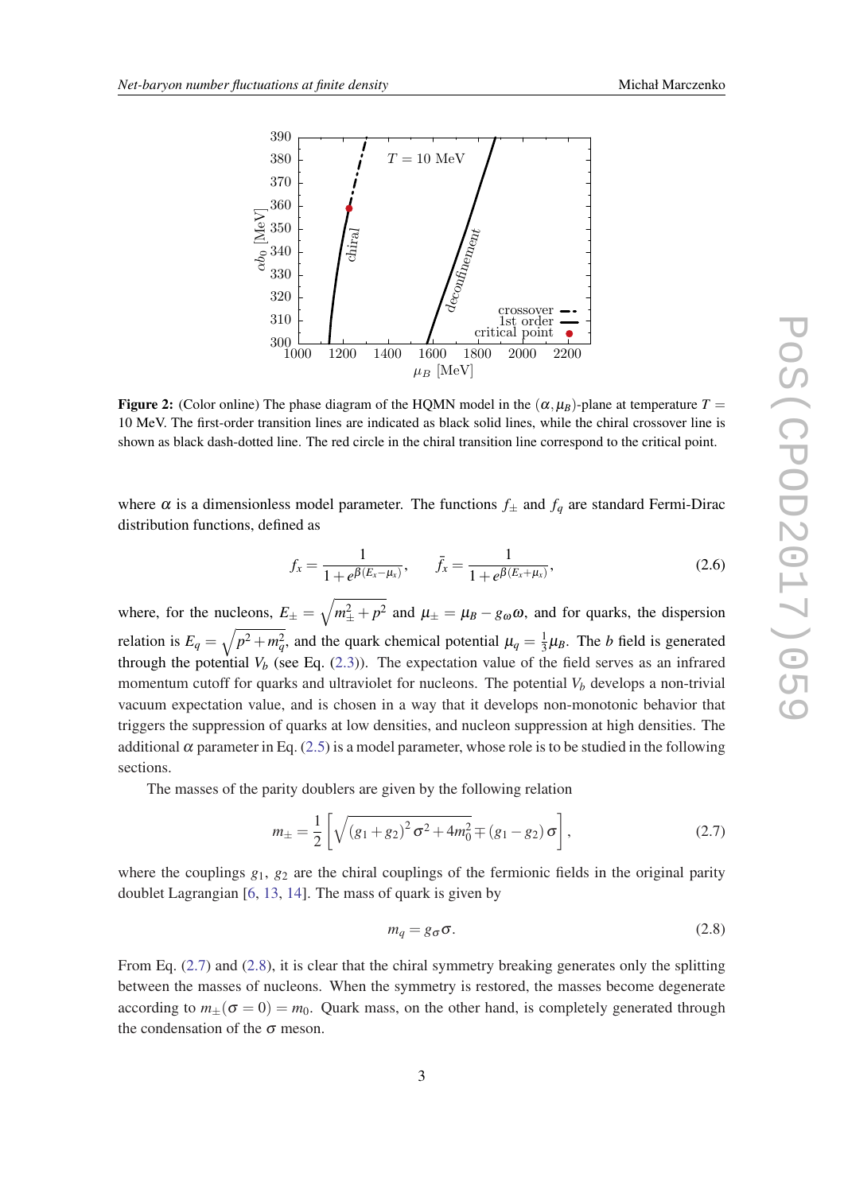**Figure 2:** (Color online) The phase diagram of the HQMN model in the $(\alpha, \mu_B)$-plane at temperature $T = 10$ MeV. The first-order transition lines are indicated as black solid lines, while the chiral crossover line is shown as black dash-dotted line. The red circle in the chiral transition line correspond to the critical point.

where $\alpha$ is a dimensionless model parameter. The functions $f_\pm$ and $f_q$ are standard Fermi-Dirac distribution functions, defined as

$$f_x = \frac{1}{1+e^{\beta(E_x-\mu_x)}}, \qquad \bar{f}_x = \frac{1}{1+e^{\beta(E_x+\mu_x)}}, \tag{2.6}$$

where, for the nucleons, $E_\pm = \sqrt{m_\pm^2 + p^2}$ and $\mu_\pm = \mu_B - g_\omega \omega$, and for quarks, the dispersion relation is $E_q = \sqrt{p^2 + m_q^2}$, and the quark chemical potential $\mu_q = \frac{1}{3}\mu_B$. The $b$ field is generated through the potential $V_b$ (see Eq. (2.3)). The expectation value of the field serves as an infrared momentum cutoff for quarks and ultraviolet for nucleons. The potential $V_b$ develops a non-trivial vacuum expectation value, and is chosen in a way that it develops non-monotonic behavior that triggers the suppression of quarks at low densities, and nucleon suppression at high densities. The additional $\alpha$ parameter in Eq. (2.5) is a model parameter, whose role is to be studied in the following sections.

The masses of the parity doublers are given by the following relation

$$m_\pm = \frac{1}{2}\left[\sqrt{(g_1+g_2)^2\sigma^2 + 4m_0^2} \mp (g_1 - g_2)\,\sigma\right], \tag{2.7}$$

where the couplings $g_1$, $g_2$ are the chiral couplings of the fermionic fields in the original parity doublet Lagrangian [6, 13, 14]. The mass of quark is given by

$$m_q = g_\sigma \sigma. \tag{2.8}$$

From Eq. (2.7) and (2.8), it is clear that the chiral symmetry breaking generates only the splitting between the masses of nucleons. When the symmetry is restored, the masses become degenerate according to $m_\pm(\sigma = 0) = m_0$. Quark mass, on the other hand, is completely generated through the condensation of the $\sigma$ meson.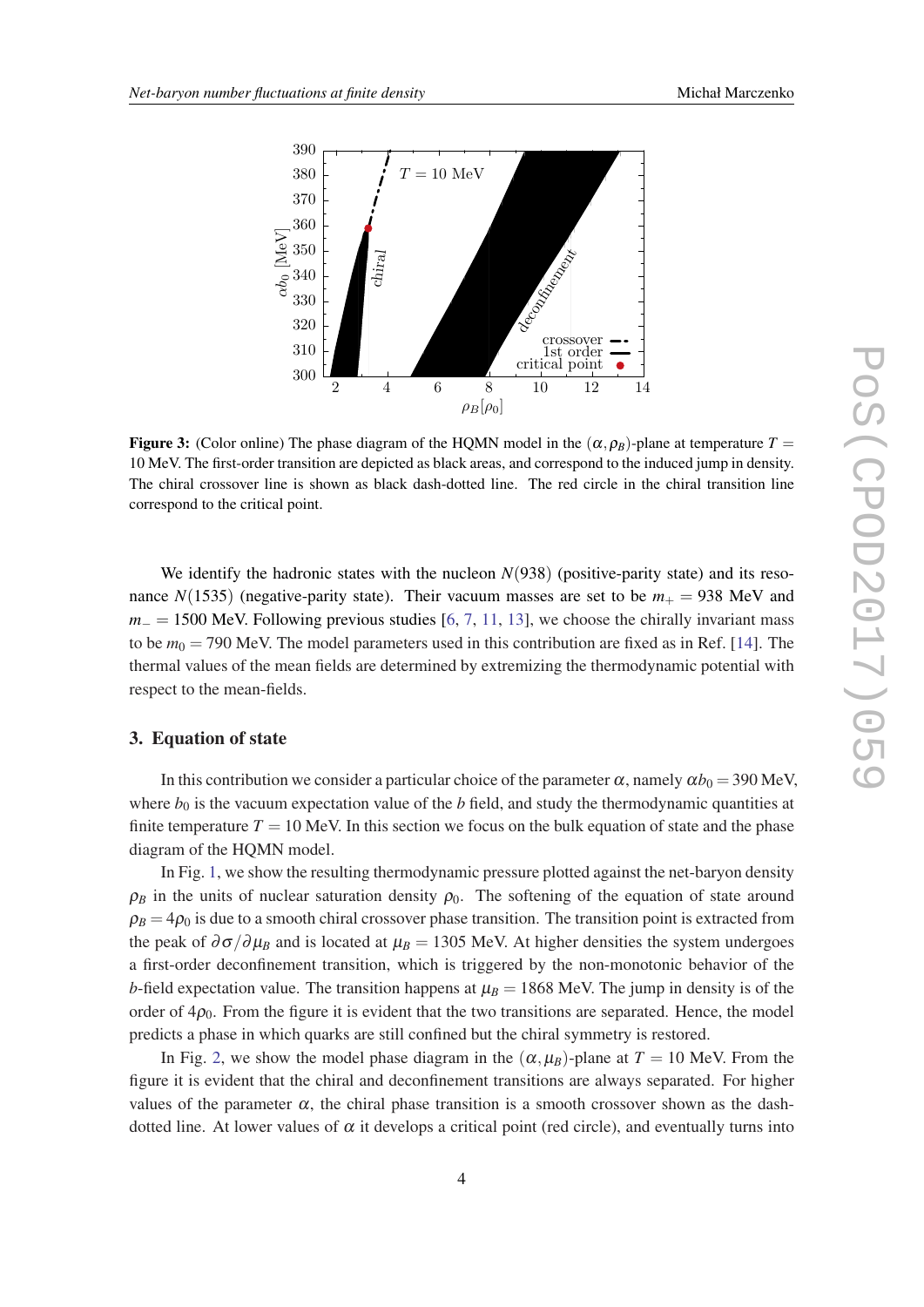**Figure 3:** (Color online) The phase diagram of the HQMN model in the $(\alpha, \rho_B)$-plane at temperature $T = 10$ MeV. The first-order transition are depicted as black areas, and correspond to the induced jump in density. The chiral crossover line is shown as black dash-dotted line. The red circle in the chiral transition line correspond to the critical point.

We identify the hadronic states with the nucleon $N(938)$ (positive-parity state) and its resonance $N(1535)$ (negative-parity state). Their vacuum masses are set to be $m_+ = 938$ MeV and $m_- = 1500$ MeV. Following previous studies [6, 7, 11, 13], we choose the chirally invariant mass to be $m_0 = 790$ MeV. The model parameters used in this contribution are fixed as in Ref. [14]. The thermal values of the mean fields are determined by extremizing the thermodynamic potential with respect to the mean-fields.

## 3. Equation of state

In this contribution we consider a particular choice of the parameter $\alpha$, namely $\alpha b_0 = 390$ MeV, where $b_0$ is the vacuum expectation value of the $b$ field, and study the thermodynamic quantities at finite temperature $T = 10$ MeV. In this section we focus on the bulk equation of state and the phase diagram of the HQMN model.

In Fig. 1, we show the resulting thermodynamic pressure plotted against the net-baryon density $\rho_B$ in the units of nuclear saturation density $\rho_0$. The softening of the equation of state around $\rho_B = 4\rho_0$ is due to a smooth chiral crossover phase transition. The transition point is extracted from the peak of $\partial\sigma/\partial\mu_B$ and is located at $\mu_B = 1305$ MeV. At higher densities the system undergoes a first-order deconfinement transition, which is triggered by the non-monotonic behavior of the $b$-field expectation value. The transition happens at $\mu_B = 1868$ MeV. The jump in density is of the order of $4\rho_0$. From the figure it is evident that the two transitions are separated. Hence, the model predicts a phase in which quarks are still confined but the chiral symmetry is restored.

In Fig. 2, we show the model phase diagram in the $(\alpha, \mu_B)$-plane at $T = 10$ MeV. From the figure it is evident that the chiral and deconfinement transitions are always separated. For higher values of the parameter $\alpha$, the chiral phase transition is a smooth crossover shown as the dash-dotted line. At lower values of $\alpha$ it develops a critical point (red circle), and eventually turns into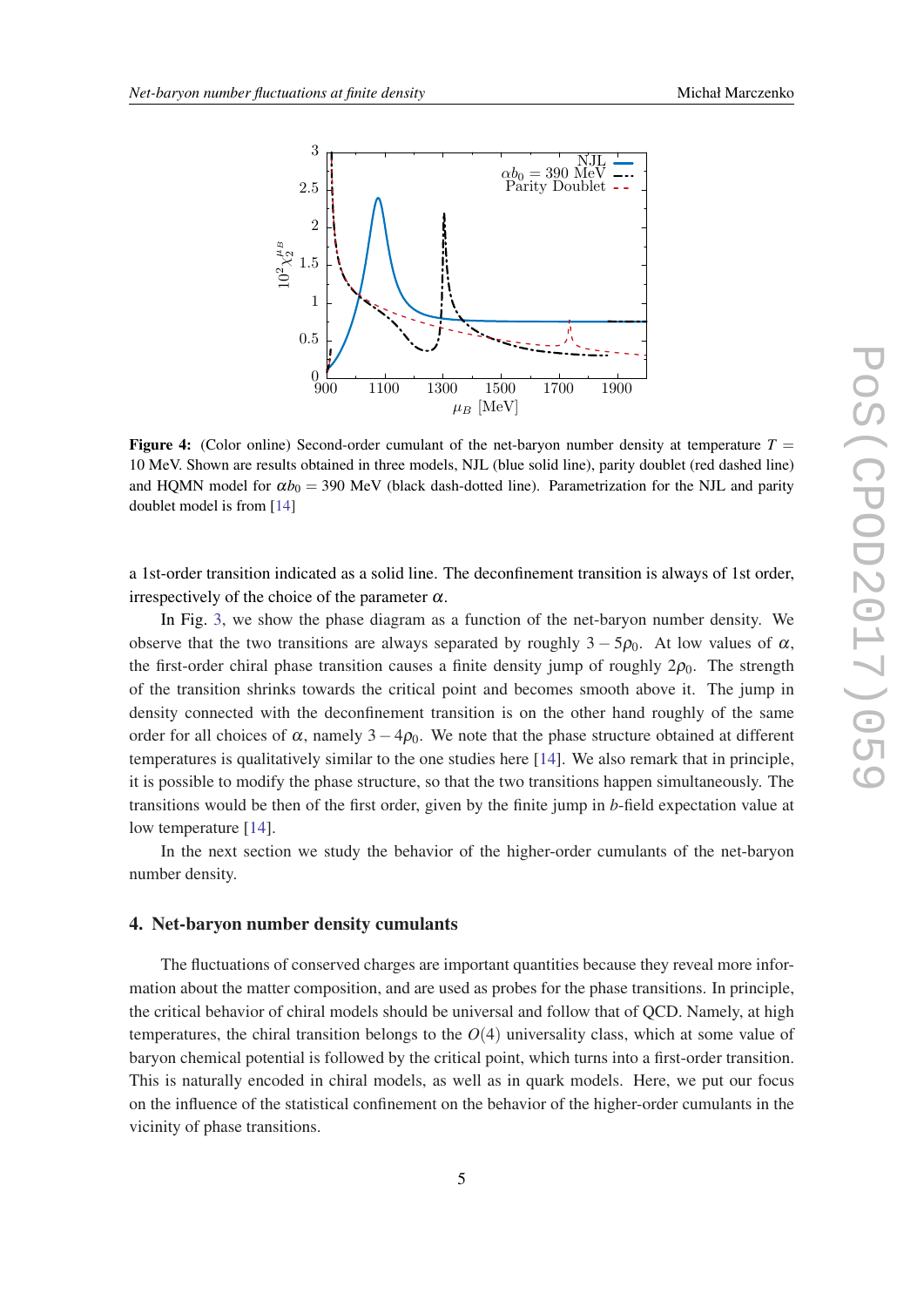**Figure 4:** (Color online) Second-order cumulant of the net-baryon number density at temperature $T = 10$ MeV. Shown are results obtained in three models, NJL (blue solid line), parity doublet (red dashed line) and HQMN model for $\alpha b_0 = 390$ MeV (black dash-dotted line). Parametrization for the NJL and parity doublet model is from [14]

a 1st-order transition indicated as a solid line. The deconfinement transition is always of 1st order, irrespectively of the choice of the parameter $\alpha$.

In Fig. 3, we show the phase diagram as a function of the net-baryon number density. We observe that the two transitions are always separated by roughly $3-5\rho_0$. At low values of $\alpha$, the first-order chiral phase transition causes a finite density jump of roughly $2\rho_0$. The strength of the transition shrinks towards the critical point and becomes smooth above it. The jump in density connected with the deconfinement transition is on the other hand roughly of the same order for all choices of $\alpha$, namely $3-4\rho_0$. We note that the phase structure obtained at different temperatures is qualitatively similar to the one studies here [14]. We also remark that in principle, it is possible to modify the phase structure, so that the two transitions happen simultaneously. The transitions would be then of the first order, given by the finite jump in $b$-field expectation value at low temperature [14].

In the next section we study the behavior of the higher-order cumulants of the net-baryon number density.

## 4. Net-baryon number density cumulants

The fluctuations of conserved charges are important quantities because they reveal more information about the matter composition, and are used as probes for the phase transitions. In principle, the critical behavior of chiral models should be universal and follow that of QCD. Namely, at high temperatures, the chiral transition belongs to the $O(4)$ universality class, which at some value of baryon chemical potential is followed by the critical point, which turns into a first-order transition. This is naturally encoded in chiral models, as well as in quark models. Here, we put our focus on the influence of the statistical confinement on the behavior of the higher-order cumulants in the vicinity of phase transitions.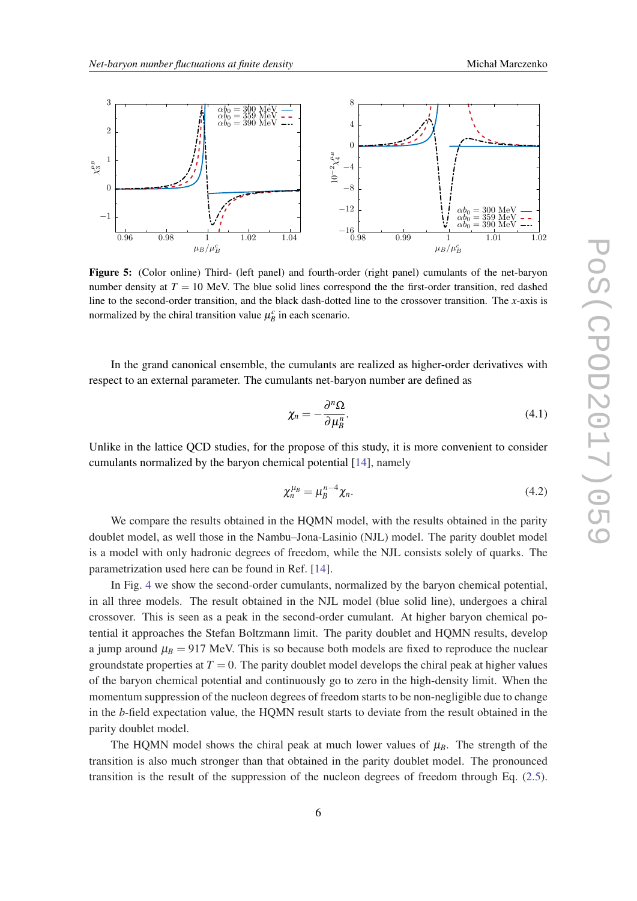**Figure 5:** (Color online) Third- (left panel) and fourth-order (right panel) cumulants of the net-baryon number density at $T = 10$ MeV. The blue solid lines correspond the the first-order transition, red dashed line to the second-order transition, and the black dash-dotted line to the crossover transition. The $x$-axis is normalized by the chiral transition value $\mu_B^c$ in each scenario.

In the grand canonical ensemble, the cumulants are realized as higher-order derivatives with respect to an external parameter. The cumulants net-baryon number are defined as

$$\chi_n = -\frac{\partial^n \Omega}{\partial \mu_B^n}. \tag{4.1}$$

Unlike in the lattice QCD studies, for the propose of this study, it is more convenient to consider cumulants normalized by the baryon chemical potential [14], namely

$$\chi_n^{\mu_B} = \mu_B^{n-4} \chi_n. \tag{4.2}$$

We compare the results obtained in the HQMN model, with the results obtained in the parity doublet model, as well those in the Nambu–Jona-Lasinio (NJL) model. The parity doublet model is a model with only hadronic degrees of freedom, while the NJL consists solely of quarks. The parametrization used here can be found in Ref. [14].

In Fig. 4 we show the second-order cumulants, normalized by the baryon chemical potential, in all three models. The result obtained in the NJL model (blue solid line), undergoes a chiral crossover. This is seen as a peak in the second-order cumulant. At higher baryon chemical potential it approaches the Stefan Boltzmann limit. The parity doublet and HQMN results, develop a jump around $\mu_B = 917$ MeV. This is so because both models are fixed to reproduce the nuclear groundstate properties at $T = 0$. The parity doublet model develops the chiral peak at higher values of the baryon chemical potential and continuously go to zero in the high-density limit. When the momentum suppression of the nucleon degrees of freedom starts to be non-negligible due to change in the $b$-field expectation value, the HQMN result starts to deviate from the result obtained in the parity doublet model.

The HQMN model shows the chiral peak at much lower values of $\mu_B$. The strength of the transition is also much stronger than that obtained in the parity doublet model. The pronounced transition is the result of the suppression of the nucleon degrees of freedom through Eq. (2.5).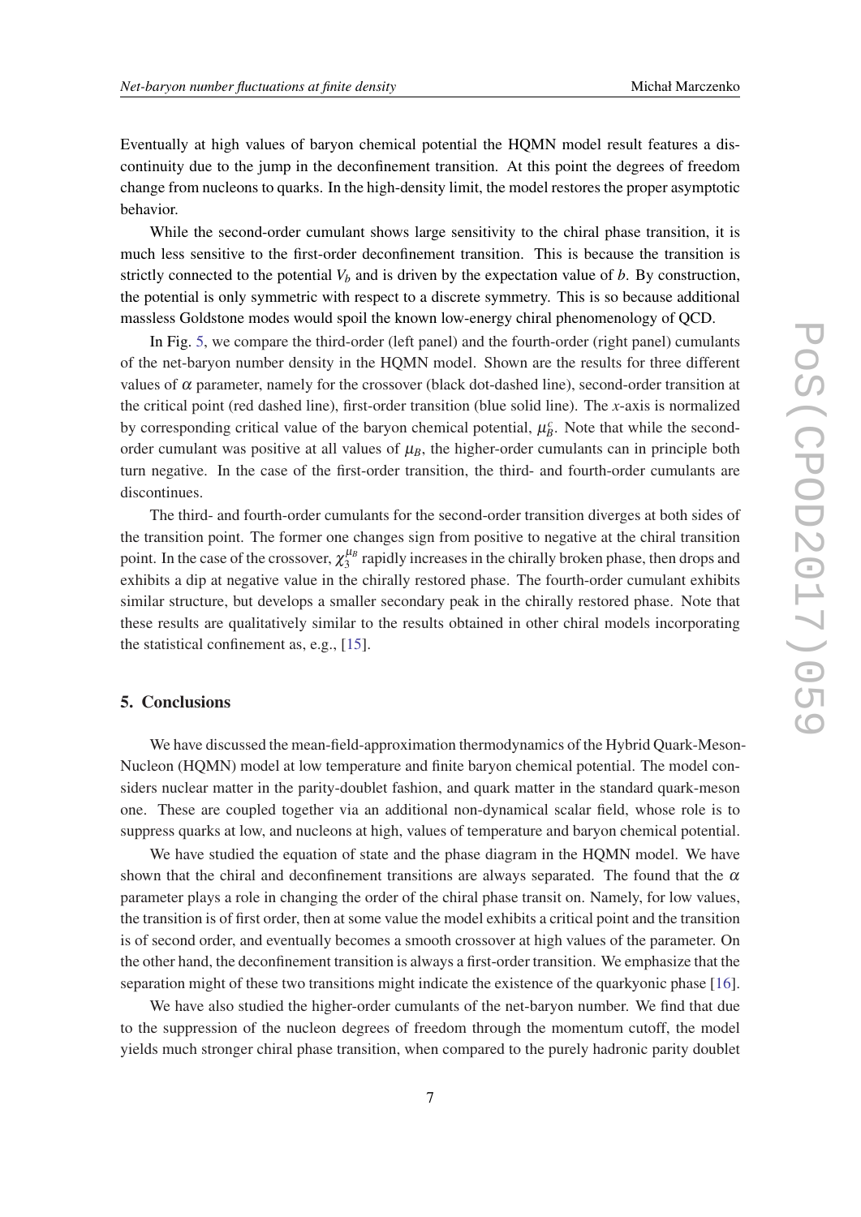Eventually at high values of baryon chemical potential the HQMN model result features a discontinuity due to the jump in the deconfinement transition. At this point the degrees of freedom change from nucleons to quarks. In the high-density limit, the model restores the proper asymptotic behavior.

While the second-order cumulant shows large sensitivity to the chiral phase transition, it is much less sensitive to the first-order deconfinement transition. This is because the transition is strictly connected to the potential $V_b$ and is driven by the expectation value of $b$. By construction, the potential is only symmetric with respect to a discrete symmetry. This is so because additional massless Goldstone modes would spoil the known low-energy chiral phenomenology of QCD.

In Fig. 5, we compare the third-order (left panel) and the fourth-order (right panel) cumulants of the net-baryon number density in the HQMN model. Shown are the results for three different values of $\alpha$ parameter, namely for the crossover (black dot-dashed line), second-order transition at the critical point (red dashed line), first-order transition (blue solid line). The $x$-axis is normalized by corresponding critical value of the baryon chemical potential, $\mu_B^c$. Note that while the second-order cumulant was positive at all values of $\mu_B$, the higher-order cumulants can in principle both turn negative. In the case of the first-order transition, the third- and fourth-order cumulants are discontinues.

The third- and fourth-order cumulants for the second-order transition diverges at both sides of the transition point. The former one changes sign from positive to negative at the chiral transition point. In the case of the crossover, $\chi_3^{\mu_B}$ rapidly increases in the chirally broken phase, then drops and exhibits a dip at negative value in the chirally restored phase. The fourth-order cumulant exhibits similar structure, but develops a smaller secondary peak in the chirally restored phase. Note that these results are qualitatively similar to the results obtained in other chiral models incorporating the statistical confinement as, e.g., [15].

## 5. Conclusions

We have discussed the mean-field-approximation thermodynamics of the Hybrid Quark-Meson-Nucleon (HQMN) model at low temperature and finite baryon chemical potential. The model considers nuclear matter in the parity-doublet fashion, and quark matter in the standard quark-meson one. These are coupled together via an additional non-dynamical scalar field, whose role is to suppress quarks at low, and nucleons at high, values of temperature and baryon chemical potential.

We have studied the equation of state and the phase diagram in the HQMN model. We have shown that the chiral and deconfinement transitions are always separated. The found that the $\alpha$ parameter plays a role in changing the order of the chiral phase transit on. Namely, for low values, the transition is of first order, then at some value the model exhibits a critical point and the transition is of second order, and eventually becomes a smooth crossover at high values of the parameter. On the other hand, the deconfinement transition is always a first-order transition. We emphasize that the separation might of these two transitions might indicate the existence of the quarkyonic phase [16].

We have also studied the higher-order cumulants of the net-baryon number. We find that due to the suppression of the nucleon degrees of freedom through the momentum cutoff, the model yields much stronger chiral phase transition, when compared to the purely hadronic parity doublet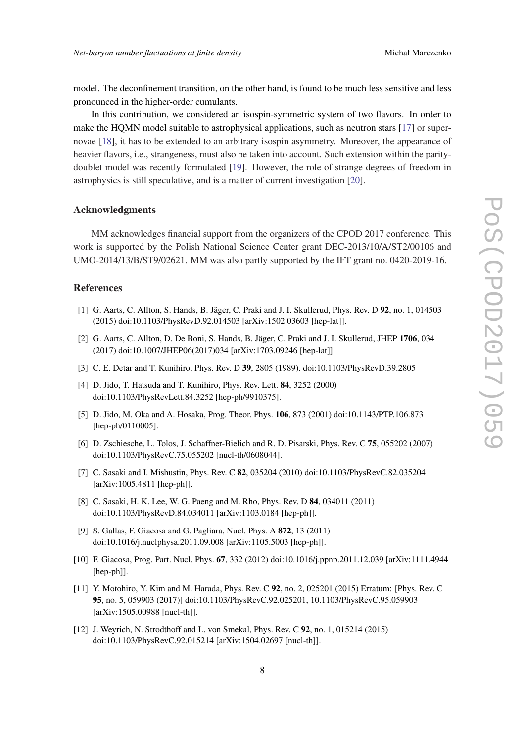model. The deconfinement transition, on the other hand, is found to be much less sensitive and less pronounced in the higher-order cumulants.

In this contribution, we considered an isospin-symmetric system of two flavors. In order to make the HQMN model suitable to astrophysical applications, such as neutron stars [17] or supernovae [18], it has to be extended to an arbitrary isospin asymmetry. Moreover, the appearance of heavier flavors, i.e., strangeness, must also be taken into account. Such extension within the parity-doublet model was recently formulated [19]. However, the role of strange degrees of freedom in astrophysics is still speculative, and is a matter of current investigation [20].

## Acknowledgments

MM acknowledges financial support from the organizers of the CPOD 2017 conference. This work is supported by the Polish National Science Center grant DEC-2013/10/A/ST2/00106 and UMO-2014/13/B/ST9/02621. MM was also partly supported by the IFT grant no. 0420-2019-16.

## References

[1] G. Aarts, C. Allton, S. Hands, B. Jäger, C. Praki and J. I. Skullerud, Phys. Rev. D **92**, no. 1, 014503 (2015) doi:10.1103/PhysRevD.92.014503 [arXiv:1502.03603 [hep-lat]].

[2] G. Aarts, C. Allton, D. De Boni, S. Hands, B. Jäger, C. Praki and J. I. Skullerud, JHEP **1706**, 034 (2017) doi:10.1007/JHEP06(2017)034 [arXiv:1703.09246 [hep-lat]].

[3] C. E. Detar and T. Kunihiro, Phys. Rev. D **39**, 2805 (1989). doi:10.1103/PhysRevD.39.2805

[4] D. Jido, T. Hatsuda and T. Kunihiro, Phys. Rev. Lett. **84**, 3252 (2000) doi:10.1103/PhysRevLett.84.3252 [hep-ph/9910375].

[5] D. Jido, M. Oka and A. Hosaka, Prog. Theor. Phys. **106**, 873 (2001) doi:10.1143/PTP.106.873 [hep-ph/0110005].

[6] D. Zschiesche, L. Tolos, J. Schaffner-Bielich and R. D. Pisarski, Phys. Rev. C **75**, 055202 (2007) doi:10.1103/PhysRevC.75.055202 [nucl-th/0608044].

[7] C. Sasaki and I. Mishustin, Phys. Rev. C **82**, 035204 (2010) doi:10.1103/PhysRevC.82.035204 [arXiv:1005.4811 [hep-ph]].

[8] C. Sasaki, H. K. Lee, W. G. Paeng and M. Rho, Phys. Rev. D **84**, 034011 (2011) doi:10.1103/PhysRevD.84.034011 [arXiv:1103.0184 [hep-ph]].

[9] S. Gallas, F. Giacosa and G. Pagliara, Nucl. Phys. A **872**, 13 (2011) doi:10.1016/j.nuclphysa.2011.09.008 [arXiv:1105.5003 [hep-ph]].

[10] F. Giacosa, Prog. Part. Nucl. Phys. **67**, 332 (2012) doi:10.1016/j.ppnp.2011.12.039 [arXiv:1111.4944 [hep-ph]].

[11] Y. Motohiro, Y. Kim and M. Harada, Phys. Rev. C **92**, no. 2, 025201 (2015) Erratum: [Phys. Rev. C **95**, no. 5, 059903 (2017)] doi:10.1103/PhysRevC.92.025201, 10.1103/PhysRevC.95.059903 [arXiv:1505.00988 [nucl-th]].

[12] J. Weyrich, N. Strodthoff and L. von Smekal, Phys. Rev. C **92**, no. 1, 015214 (2015) doi:10.1103/PhysRevC.92.015214 [arXiv:1504.02697 [nucl-th]].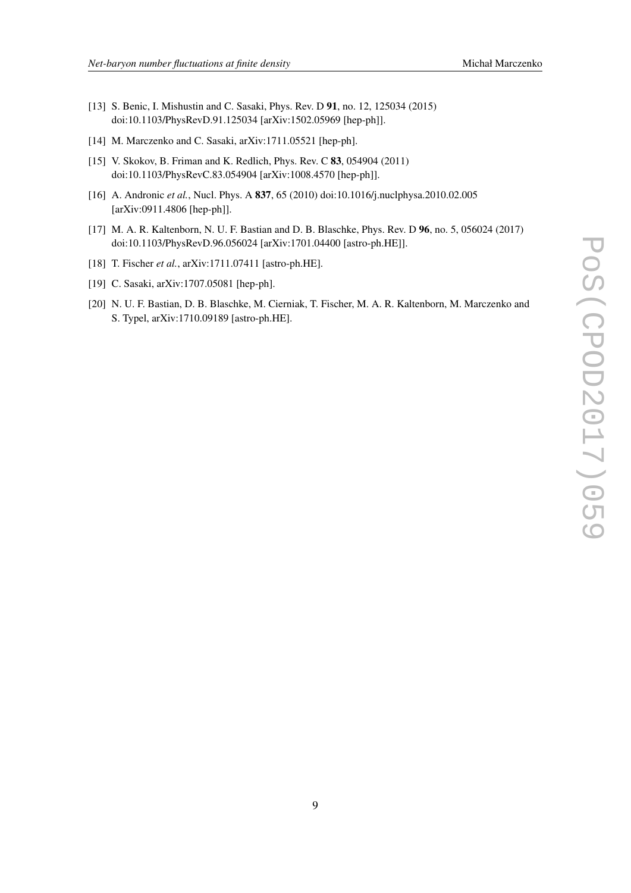[13] S. Benic, I. Mishustin and C. Sasaki, Phys. Rev. D **91**, no. 12, 125034 (2015) doi:10.1103/PhysRevD.91.125034 [arXiv:1502.05969 [hep-ph]].

[14] M. Marczenko and C. Sasaki, arXiv:1711.05521 [hep-ph].

[15] V. Skokov, B. Friman and K. Redlich, Phys. Rev. C **83**, 054904 (2011) doi:10.1103/PhysRevC.83.054904 [arXiv:1008.4570 [hep-ph]].

[16] A. Andronic *et al.*, Nucl. Phys. A **837**, 65 (2010) doi:10.1016/j.nuclphysa.2010.02.005 [arXiv:0911.4806 [hep-ph]].

[17] M. A. R. Kaltenborn, N. U. F. Bastian and D. B. Blaschke, Phys. Rev. D **96**, no. 5, 056024 (2017) doi:10.1103/PhysRevD.96.056024 [arXiv:1701.04400 [astro-ph.HE]].

[18] T. Fischer *et al.*, arXiv:1711.07411 [astro-ph.HE].

[19] C. Sasaki, arXiv:1707.05081 [hep-ph].

[20] N. U. F. Bastian, D. B. Blaschke, M. Cierniak, T. Fischer, M. A. R. Kaltenborn, M. Marczenko and S. Typel, arXiv:1710.09189 [astro-ph.HE].